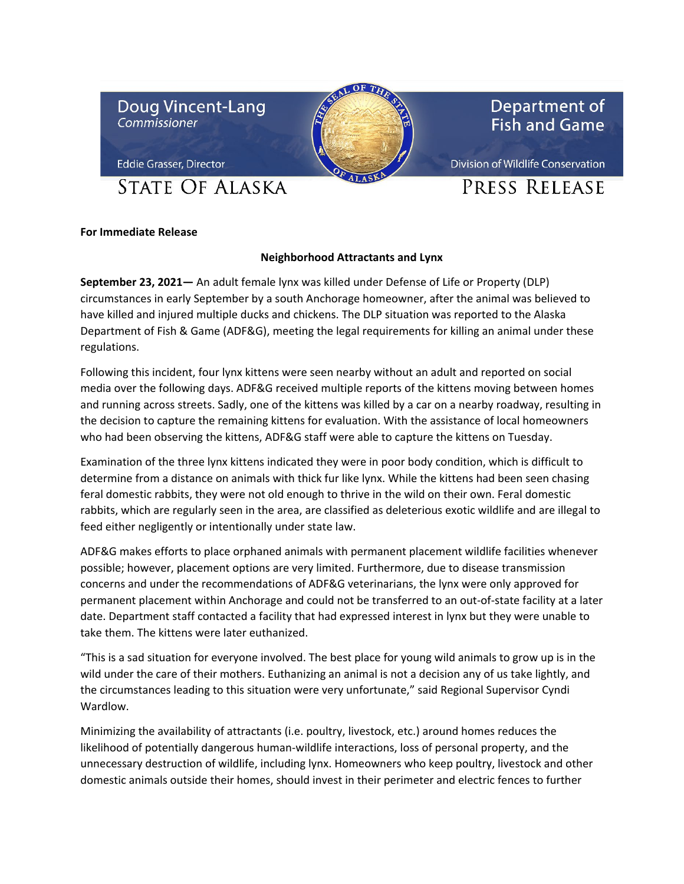Doug Vincent-Lang
*Commissioner*

Eddie Grasser, Director

STATE OF ALASKA

Department of Fish and Game

Division of Wildlife Conservation

PRESS RELEASE

**For Immediate Release**

**Neighborhood Attractants and Lynx**

**September 23, 2021—** An adult female lynx was killed under Defense of Life or Property (DLP) circumstances in early September by a south Anchorage homeowner, after the animal was believed to have killed and injured multiple ducks and chickens. The DLP situation was reported to the Alaska Department of Fish & Game (ADF&G), meeting the legal requirements for killing an animal under these regulations.

Following this incident, four lynx kittens were seen nearby without an adult and reported on social media over the following days. ADF&G received multiple reports of the kittens moving between homes and running across streets. Sadly, one of the kittens was killed by a car on a nearby roadway, resulting in the decision to capture the remaining kittens for evaluation. With the assistance of local homeowners who had been observing the kittens, ADF&G staff were able to capture the kittens on Tuesday.

Examination of the three lynx kittens indicated they were in poor body condition, which is difficult to determine from a distance on animals with thick fur like lynx. While the kittens had been seen chasing feral domestic rabbits, they were not old enough to thrive in the wild on their own. Feral domestic rabbits, which are regularly seen in the area, are classified as deleterious exotic wildlife and are illegal to feed either negligently or intentionally under state law.

ADF&G makes efforts to place orphaned animals with permanent placement wildlife facilities whenever possible; however, placement options are very limited. Furthermore, due to disease transmission concerns and under the recommendations of ADF&G veterinarians, the lynx were only approved for permanent placement within Anchorage and could not be transferred to an out-of-state facility at a later date. Department staff contacted a facility that had expressed interest in lynx but they were unable to take them. The kittens were later euthanized.

"This is a sad situation for everyone involved. The best place for young wild animals to grow up is in the wild under the care of their mothers. Euthanizing an animal is not a decision any of us take lightly, and the circumstances leading to this situation were very unfortunate," said Regional Supervisor Cyndi Wardlow.

Minimizing the availability of attractants (i.e. poultry, livestock, etc.) around homes reduces the likelihood of potentially dangerous human-wildlife interactions, loss of personal property, and the unnecessary destruction of wildlife, including lynx. Homeowners who keep poultry, livestock and other domestic animals outside their homes, should invest in their perimeter and electric fences to further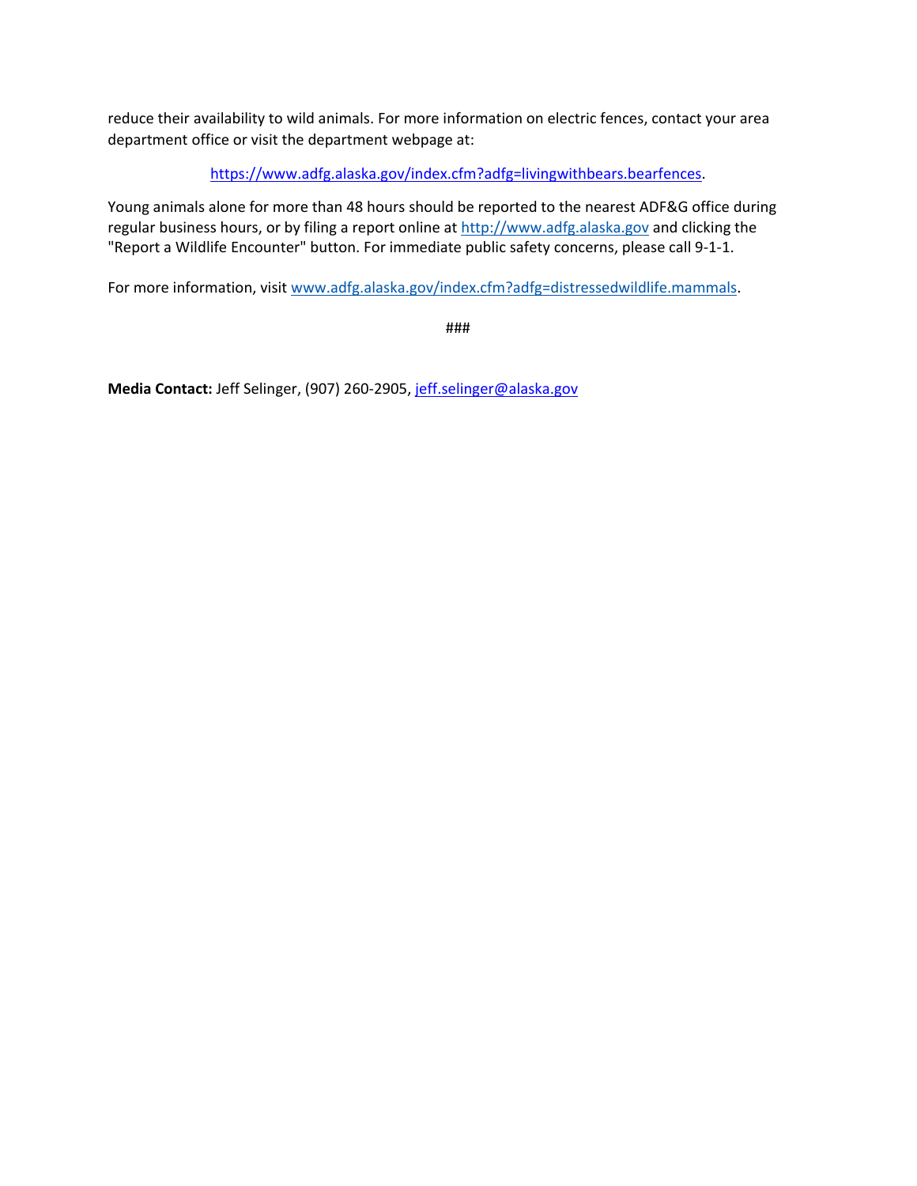reduce their availability to wild animals. For more information on electric fences, contact your area department office or visit the department webpage at:

https://www.adfg.alaska.gov/index.cfm?adfg=livingwithbears.bearfences.

Young animals alone for more than 48 hours should be reported to the nearest ADF&G office during regular business hours, or by filing a report online at http://www.adfg.alaska.gov and clicking the "Report a Wildlife Encounter" button. For immediate public safety concerns, please call 9-1-1.

For more information, visit www.adfg.alaska.gov/index.cfm?adfg=distressedwildlife.mammals.

###

**Media Contact:** Jeff Selinger, (907) 260-2905, jeff.selinger@alaska.gov